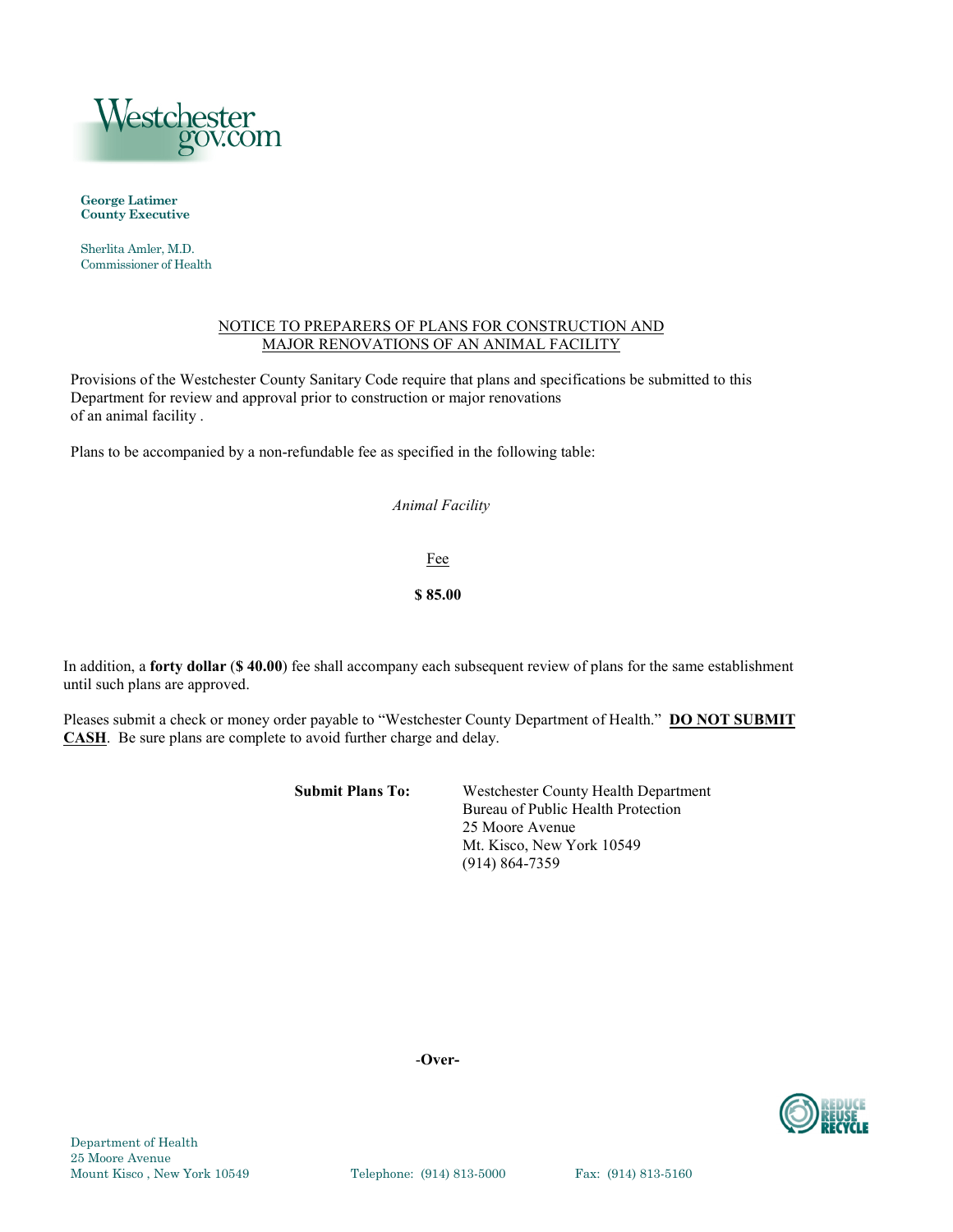Westchestergov.com

**George Latimer**
**County Executive**

Sherlita Amler, M.D.
Commissioner of Health

# NOTICE TO PREPARERS OF PLANS FOR CONSTRUCTION AND MAJOR RENOVATIONS OF AN ANIMAL FACILITY

Provisions of the Westchester County Sanitary Code require that plans and specifications be submitted to this Department for review and approval prior to construction or major renovations of an animal facility .

Plans to be accompanied by a non-refundable fee as specified in the following table:

| *Animal Facility* |
|---|
| Fee |
| **$ 85.00** |

In addition, a **forty dollar** (**$ 40.00**) fee shall accompany each subsequent review of plans for the same establishment until such plans are approved.

Pleases submit a check or money order payable to "Westchester County Department of Health." **DO NOT SUBMIT CASH**. Be sure plans are complete to avoid further charge and delay.

**Submit Plans To:**

Westchester County Health Department
Bureau of Public Health Protection
25 Moore Avenue
Mt. Kisco, New York 10549
(914) 864-7359

**-Over-**

Department of Health
25 Moore Avenue
Mount Kisco , New York 10549

Telephone: (914) 813-5000

Fax: (914) 813-5160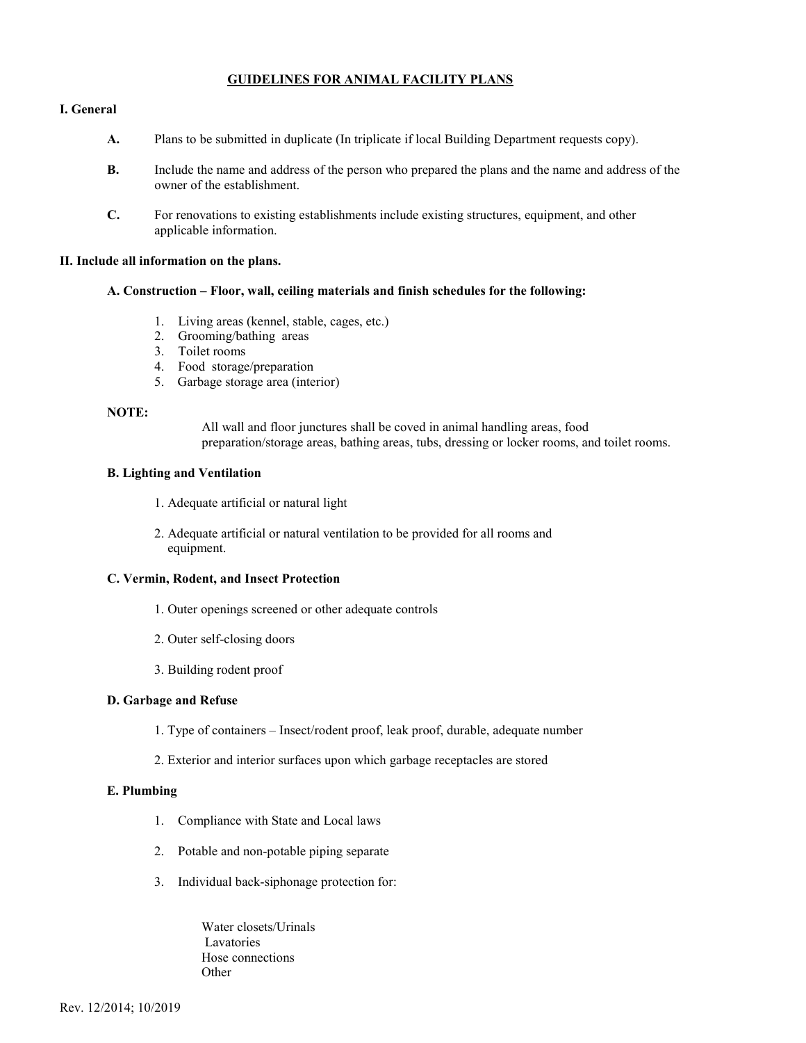# GUIDELINES FOR ANIMAL FACILITY PLANS

## I. General

**A.** Plans to be submitted in duplicate (In triplicate if local Building Department requests copy).

**B.** Include the name and address of the person who prepared the plans and the name and address of the owner of the establishment.

**C.** For renovations to existing establishments include existing structures, equipment, and other applicable information.

## II. Include all information on the plans.

### A. Construction – Floor, wall, ceiling materials and finish schedules for the following:

1. Living areas (kennel, stable, cages, etc.)
2. Grooming/bathing areas
3. Toilet rooms
4. Food storage/preparation
5. Garbage storage area (interior)

**NOTE:**

All wall and floor junctures shall be coved in animal handling areas, food preparation/storage areas, bathing areas, tubs, dressing or locker rooms, and toilet rooms.

### B. Lighting and Ventilation

1. Adequate artificial or natural light
2. Adequate artificial or natural ventilation to be provided for all rooms and equipment.

### C. Vermin, Rodent, and Insect Protection

1. Outer openings screened or other adequate controls
2. Outer self-closing doors
3. Building rodent proof

### D. Garbage and Refuse

1. Type of containers – Insect/rodent proof, leak proof, durable, adequate number
2. Exterior and interior surfaces upon which garbage receptacles are stored

### E. Plumbing

1. Compliance with State and Local laws
2. Potable and non-potable piping separate
3. Individual back-siphonage protection for:

   Water closets/Urinals
   Lavatories
   Hose connections
   Other

Rev. 12/2014; 10/2019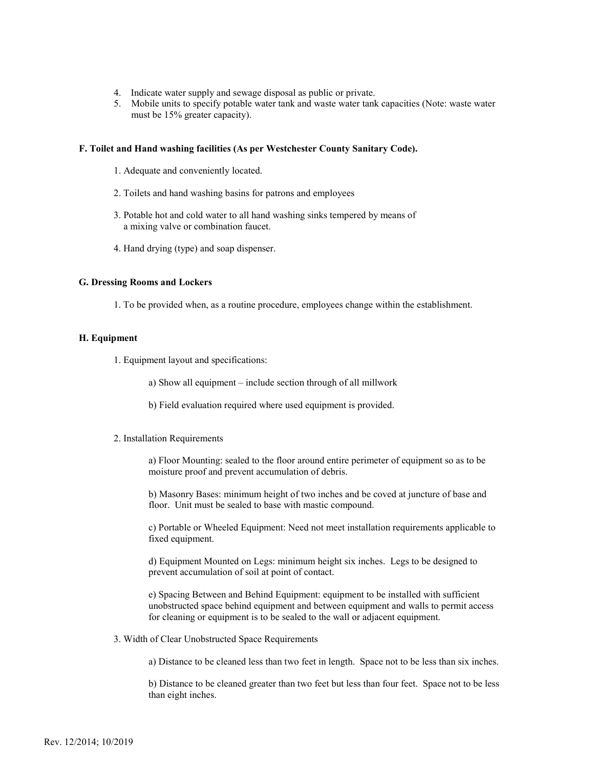4. Indicate water supply and sewage disposal as public or private.
5. Mobile units to specify potable water tank and waste water tank capacities (Note: waste water must be 15% greater capacity).

**F. Toilet and Hand washing facilities (As per Westchester County Sanitary Code).**

1. Adequate and conveniently located.

2. Toilets and hand washing basins for patrons and employees

3. Potable hot and cold water to all hand washing sinks tempered by means of a mixing valve or combination faucet.

4. Hand drying (type) and soap dispenser.

**G. Dressing Rooms and Lockers**

1. To be provided when, as a routine procedure, employees change within the establishment.

**H. Equipment**

1. Equipment layout and specifications:

   a) Show all equipment – include section through of all millwork

   b) Field evaluation required where used equipment is provided.

2. Installation Requirements

   a) Floor Mounting: sealed to the floor around entire perimeter of equipment so as to be moisture proof and prevent accumulation of debris.

   b) Masonry Bases: minimum height of two inches and be coved at juncture of base and floor. Unit must be sealed to base with mastic compound.

   c) Portable or Wheeled Equipment: Need not meet installation requirements applicable to fixed equipment.

   d) Equipment Mounted on Legs: minimum height six inches. Legs to be designed to prevent accumulation of soil at point of contact.

   e) Spacing Between and Behind Equipment: equipment to be installed with sufficient unobstructed space behind equipment and between equipment and walls to permit access for cleaning or equipment is to be sealed to the wall or adjacent equipment.

3. Width of Clear Unobstructed Space Requirements

   a) Distance to be cleaned less than two feet in length. Space not to be less than six inches.

   b) Distance to be cleaned greater than two feet but less than four feet. Space not to be less than eight inches.

Rev. 12/2014; 10/2019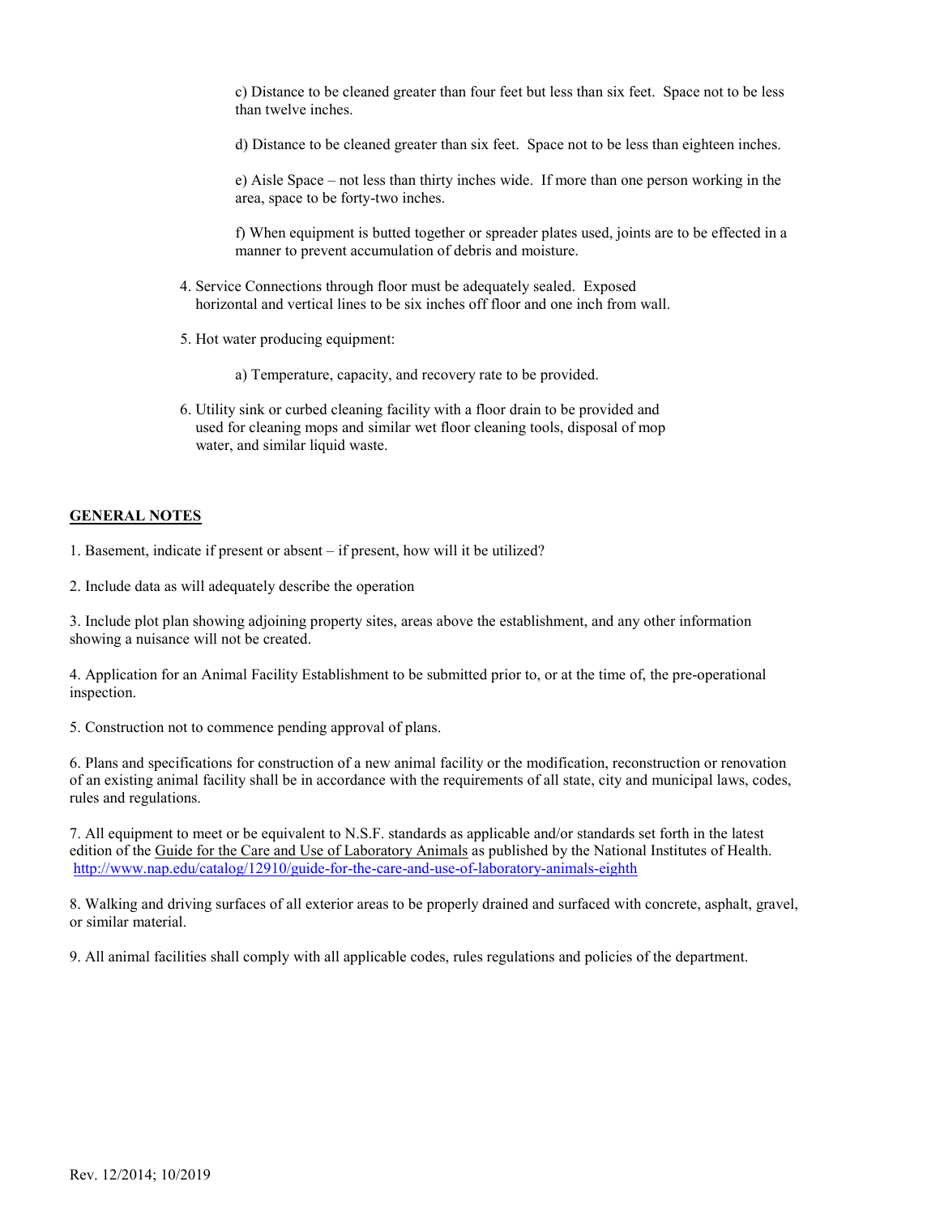c) Distance to be cleaned greater than four feet but less than six feet. Space not to be less than twelve inches.

d) Distance to be cleaned greater than six feet. Space not to be less than eighteen inches.

e) Aisle Space – not less than thirty inches wide. If more than one person working in the area, space to be forty-two inches.

f) When equipment is butted together or spreader plates used, joints are to be effected in a manner to prevent accumulation of debris and moisture.

4. Service Connections through floor must be adequately sealed. Exposed horizontal and vertical lines to be six inches off floor and one inch from wall.

5. Hot water producing equipment:

   a) Temperature, capacity, and recovery rate to be provided.

6. Utility sink or curbed cleaning facility with a floor drain to be provided and used for cleaning mops and similar wet floor cleaning tools, disposal of mop water, and similar liquid waste.

## GENERAL NOTES

1. Basement, indicate if present or absent – if present, how will it be utilized?

2. Include data as will adequately describe the operation

3. Include plot plan showing adjoining property sites, areas above the establishment, and any other information showing a nuisance will not be created.

4. Application for an Animal Facility Establishment to be submitted prior to, or at the time of, the pre-operational inspection.

5. Construction not to commence pending approval of plans.

6. Plans and specifications for construction of a new animal facility or the modification, reconstruction or renovation of an existing animal facility shall be in accordance with the requirements of all state, city and municipal laws, codes, rules and regulations.

7. All equipment to meet or be equivalent to N.S.F. standards as applicable and/or standards set forth in the latest edition of the Guide for the Care and Use of Laboratory Animals as published by the National Institutes of Health. http://www.nap.edu/catalog/12910/guide-for-the-care-and-use-of-laboratory-animals-eighth

8. Walking and driving surfaces of all exterior areas to be properly drained and surfaced with concrete, asphalt, gravel, or similar material.

9. All animal facilities shall comply with all applicable codes, rules regulations and policies of the department.

Rev. 12/2014; 10/2019